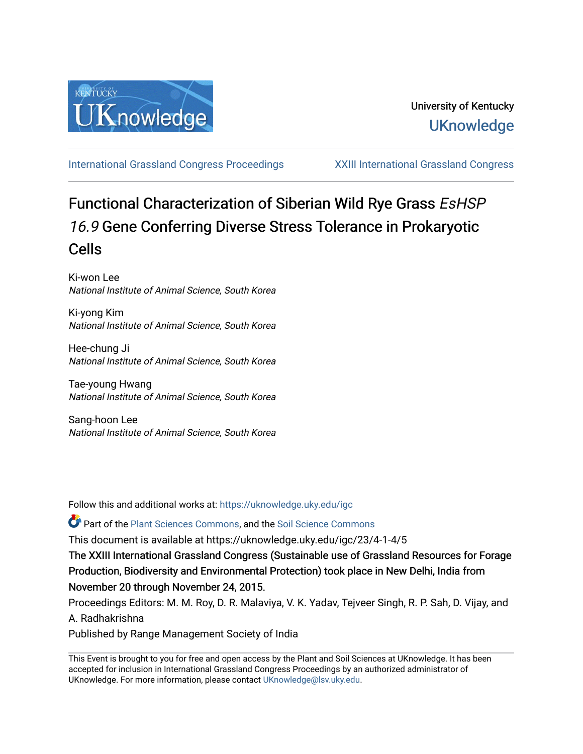University of Kentucky

UKnowledge

International Grassland Congress Proceedings | XXIII International Grassland Congress

# Functional Characterization of Siberian Wild Rye Grass *EsHSP 16.9* Gene Conferring Diverse Stress Tolerance in Prokaryotic Cells

Ki-won Lee
*National Institute of Animal Science, South Korea*

Ki-yong Kim
*National Institute of Animal Science, South Korea*

Hee-chung Ji
*National Institute of Animal Science, South Korea*

Tae-young Hwang
*National Institute of Animal Science, South Korea*

Sang-hoon Lee
*National Institute of Animal Science, South Korea*

Follow this and additional works at: https://uknowledge.uky.edu/igc

Part of the Plant Sciences Commons, and the Soil Science Commons

This document is available at https://uknowledge.uky.edu/igc/23/4-1-4/5

The XXIII International Grassland Congress (Sustainable use of Grassland Resources for Forage Production, Biodiversity and Environmental Protection) took place in New Delhi, India from November 20 through November 24, 2015.

Proceedings Editors: M. M. Roy, D. R. Malaviya, V. K. Yadav, Tejveer Singh, R. P. Sah, D. Vijay, and A. Radhakrishna

Published by Range Management Society of India

This Event is brought to you for free and open access by the Plant and Soil Sciences at UKnowledge. It has been accepted for inclusion in International Grassland Congress Proceedings by an authorized administrator of UKnowledge. For more information, please contact UKnowledge@lsv.uky.edu.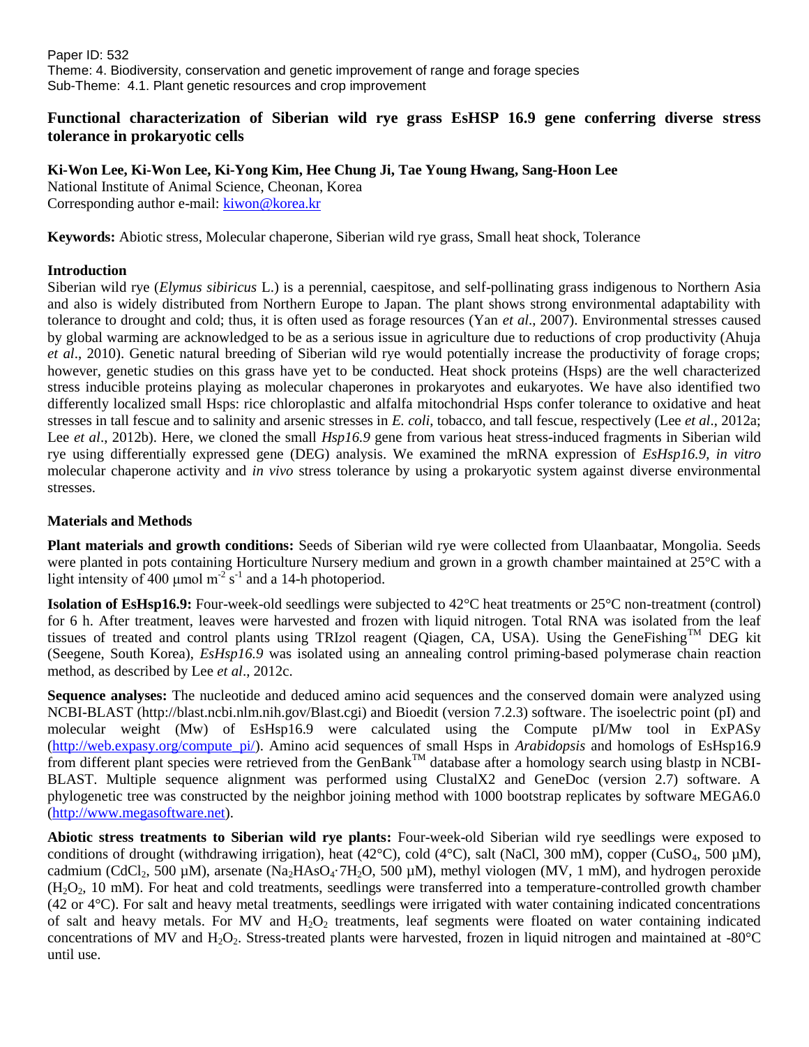Paper ID: 532

Theme: 4. Biodiversity, conservation and genetic improvement of range and forage species

Sub-Theme: 4.1. Plant genetic resources and crop improvement

# Functional characterization of Siberian wild rye grass EsHSP 16.9 gene conferring diverse stress tolerance in prokaryotic cells

**Ki-Won Lee, Ki-Won Lee, Ki-Yong Kim, Hee Chung Ji, Tae Young Hwang, Sang-Hoon Lee**

National Institute of Animal Science, Cheonan, Korea

Corresponding author e-mail: kiwon@korea.kr

**Keywords:** Abiotic stress, Molecular chaperone, Siberian wild rye grass, Small heat shock, Tolerance

## Introduction

Siberian wild rye (*Elymus sibiricus* L.) is a perennial, caespitose, and self-pollinating grass indigenous to Northern Asia and also is widely distributed from Northern Europe to Japan. The plant shows strong environmental adaptability with tolerance to drought and cold; thus, it is often used as forage resources (Yan *et al*., 2007). Environmental stresses caused by global warming are acknowledged to be as a serious issue in agriculture due to reductions of crop productivity (Ahuja *et al*., 2010). Genetic natural breeding of Siberian wild rye would potentially increase the productivity of forage crops; however, genetic studies on this grass have yet to be conducted. Heat shock proteins (Hsps) are the well characterized stress inducible proteins playing as molecular chaperones in prokaryotes and eukaryotes. We have also identified two differently localized small Hsps: rice chloroplastic and alfalfa mitochondrial Hsps confer tolerance to oxidative and heat stresses in tall fescue and to salinity and arsenic stresses in *E. coli*, tobacco, and tall fescue, respectively (Lee *et al*., 2012a; Lee *et al*., 2012b). Here, we cloned the small *Hsp16.9* gene from various heat stress-induced fragments in Siberian wild rye using differentially expressed gene (DEG) analysis. We examined the mRNA expression of *EsHsp16.9*, *in vitro* molecular chaperone activity and *in vivo* stress tolerance by using a prokaryotic system against diverse environmental stresses.

## Materials and Methods

**Plant materials and growth conditions:** Seeds of Siberian wild rye were collected from Ulaanbaatar, Mongolia. Seeds were planted in pots containing Horticulture Nursery medium and grown in a growth chamber maintained at 25°C with a light intensity of 400 μmol $m^{-2}$ $s^{-1}$ and a 14-h photoperiod.

**Isolation of EsHsp16.9:** Four-week-old seedlings were subjected to 42°C heat treatments or 25°C non-treatment (control) for 6 h. After treatment, leaves were harvested and frozen with liquid nitrogen. Total RNA was isolated from the leaf tissues of treated and control plants using TRIzol reagent (Qiagen, CA, USA). Using the GeneFishing™ DEG kit (Seegene, South Korea), *EsHsp16.9* was isolated using an annealing control priming-based polymerase chain reaction method, as described by Lee *et al*., 2012c.

**Sequence analyses:** The nucleotide and deduced amino acid sequences and the conserved domain were analyzed using NCBI-BLAST (http://blast.ncbi.nlm.nih.gov/Blast.cgi) and Bioedit (version 7.2.3) software. The isoelectric point (pI) and molecular weight (Mw) of EsHsp16.9 were calculated using the Compute pI/Mw tool in ExPASy (http://web.expasy.org/compute_pi/). Amino acid sequences of small Hsps in *Arabidopsis* and homologs of EsHsp16.9 from different plant species were retrieved from the GenBank™ database after a homology search using blastp in NCBI-BLAST. Multiple sequence alignment was performed using ClustalX2 and GeneDoc (version 2.7) software. A phylogenetic tree was constructed by the neighbor joining method with 1000 bootstrap replicates by software MEGA6.0 (http://www.megasoftware.net).

**Abiotic stress treatments to Siberian wild rye plants:** Four-week-old Siberian wild rye seedlings were exposed to conditions of drought (withdrawing irrigation), heat (42°C), cold (4°C), salt (NaCl, 300 mM), copper ($CuSO_4$, 500 μM), cadmium ($CdCl_2$, 500 μM), arsenate ($Na_2HAsO_4 \cdot 7H_2O$, 500 μM), methyl viologen (MV, 1 mM), and hydrogen peroxide ($H_2O_2$, 10 mM). For heat and cold treatments, seedlings were transferred into a temperature-controlled growth chamber (42 or 4°C). For salt and heavy metal treatments, seedlings were irrigated with water containing indicated concentrations of salt and heavy metals. For MV and $H_2O_2$ treatments, leaf segments were floated on water containing indicated concentrations of MV and $H_2O_2$. Stress-treated plants were harvested, frozen in liquid nitrogen and maintained at -80°C until use.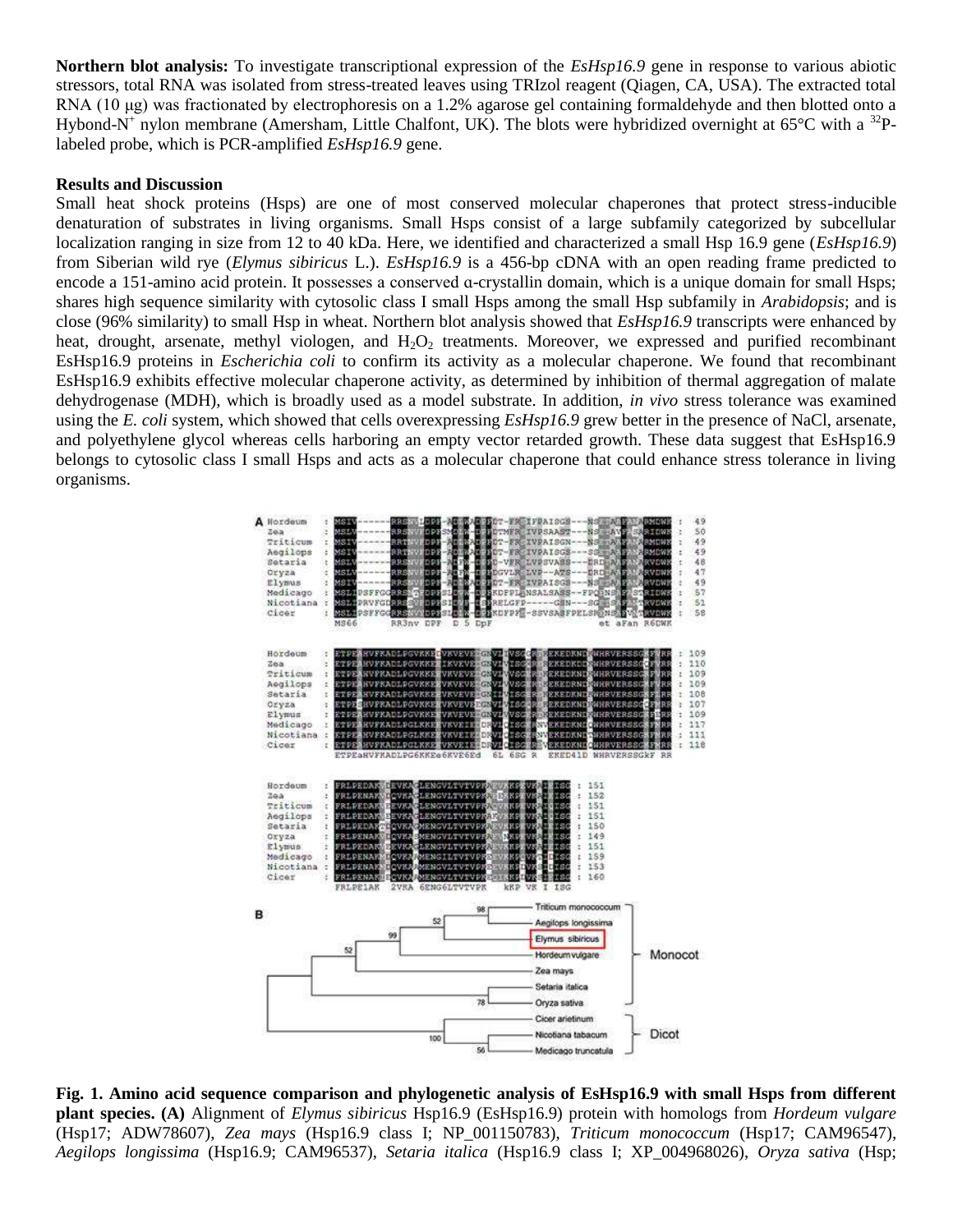**Northern blot analysis:** To investigate transcriptional expression of the *EsHsp16.9* gene in response to various abiotic stressors, total RNA was isolated from stress-treated leaves using TRIzol reagent (Qiagen, CA, USA). The extracted total RNA (10 μg) was fractionated by electrophoresis on a 1.2% agarose gel containing formaldehyde and then blotted onto a Hybond-N$^+$ nylon membrane (Amersham, Little Chalfont, UK). The blots were hybridized overnight at 65°C with a $^{32}$P-labeled probe, which is PCR-amplified *EsHsp16.9* gene.

## Results and Discussion

Small heat shock proteins (Hsps) are one of most conserved molecular chaperones that protect stress-inducible denaturation of substrates in living organisms. Small Hsps consist of a large subfamily categorized by subcellular localization ranging in size from 12 to 40 kDa. Here, we identified and characterized a small Hsp 16.9 gene (*EsHsp16.9*) from Siberian wild rye (*Elymus sibiricus* L.). *EsHsp16.9* is a 456-bp cDNA with an open reading frame predicted to encode a 151-amino acid protein. It possesses a conserved α-crystallin domain, which is a unique domain for small Hsps; shares high sequence similarity with cytosolic class I small Hsps among the small Hsp subfamily in *Arabidopsis*; and is close (96% similarity) to small Hsp in wheat. Northern blot analysis showed that *EsHsp16.9* transcripts were enhanced by heat, drought, arsenate, methyl viologen, and $H_2O_2$ treatments. Moreover, we expressed and purified recombinant EsHsp16.9 proteins in *Escherichia coli* to confirm its activity as a molecular chaperone. We found that recombinant EsHsp16.9 exhibits effective molecular chaperone activity, as determined by inhibition of thermal aggregation of malate dehydrogenase (MDH), which is broadly used as a model substrate. In addition, *in vivo* stress tolerance was examined using the *E. coli* system, which showed that cells overexpressing *EsHsp16.9* grew better in the presence of NaCl, arsenate, and polyethylene glycol whereas cells harboring an empty vector retarded growth. These data suggest that EsHsp16.9 belongs to cytosolic class I small Hsps and acts as a molecular chaperone that could enhance stress tolerance in living organisms.

**Fig. 1. Amino acid sequence comparison and phylogenetic analysis of EsHsp16.9 with small Hsps from different plant species. (A)** Alignment of *Elymus sibiricus* Hsp16.9 (EsHsp16.9) protein with homologs from *Hordeum vulgare* (Hsp17; ADW78607), *Zea mays* (Hsp16.9 class I; NP_001150783), *Triticum monococcum* (Hsp17; CAM96547), *Aegilops longissima* (Hsp16.9; CAM96537), *Setaria italica* (Hsp16.9 class I; XP_004968026), *Oryza sativa* (Hsp;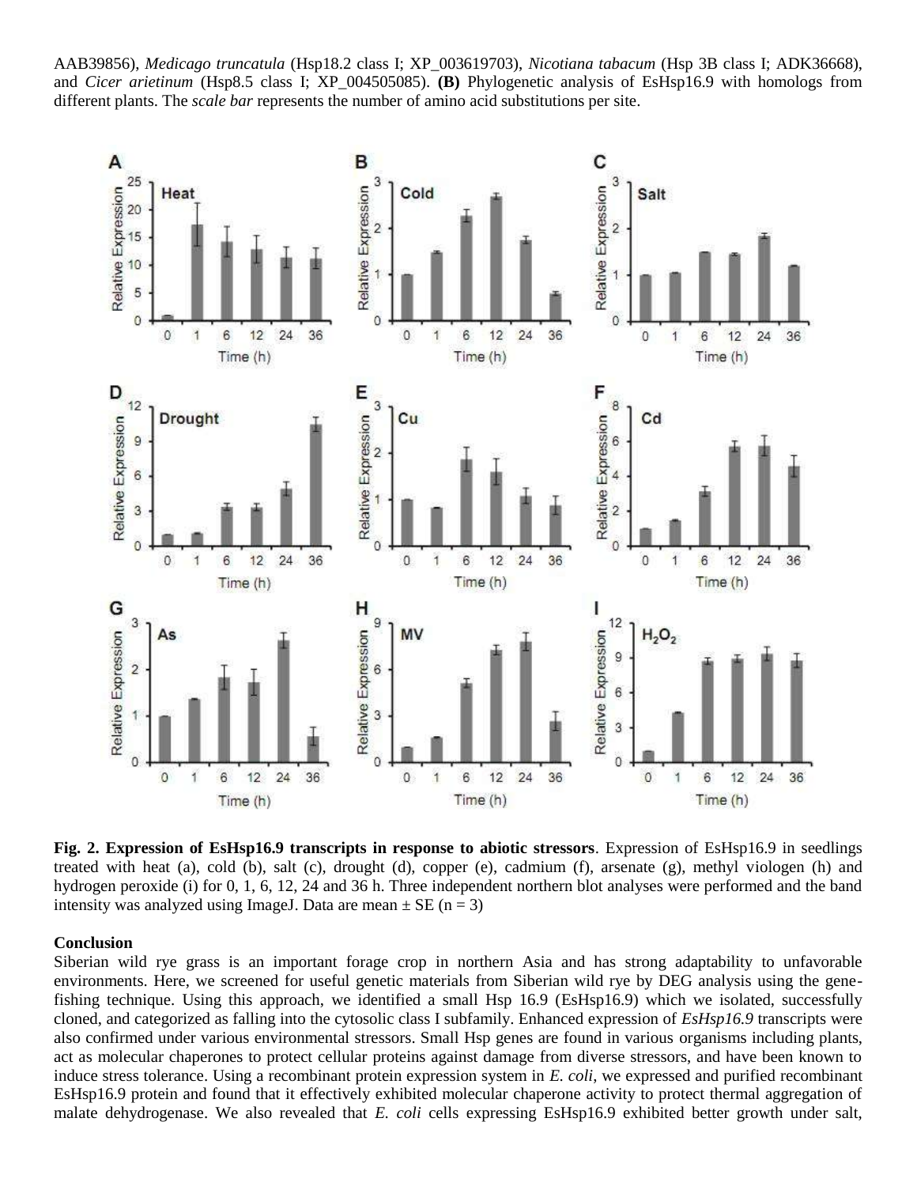AAB39856), *Medicago truncatula* (Hsp18.2 class I; XP_003619703), *Nicotiana tabacum* (Hsp 3B class I; ADK36668), and *Cicer arietinum* (Hsp8.5 class I; XP_004505085). **(B)** Phylogenetic analysis of EsHsp16.9 with homologs from different plants. The *scale bar* represents the number of amino acid substitutions per site.

A
Heat
Relative Expression
0 5 10 15 20 25
0 1 6 12 24 36
Time (h)

B
Cold
Relative Expression
0 1 2 3
0 1 6 12 24 36
Time (h)

C
Salt
Relative Expression
0 1 2 3
0 1 6 12 24 36
Time (h)

D
Drought
Relative Expression
0 3 6 9 12
0 1 6 12 24 36
Time (h)

E
Cu
Relative Expression
0 1 2 3
0 1 6 12 24 36
Time (h)

F
Cd
Relative Expression
0 2 4 6 8
0 1 6 12 24 36
Time (h)

G
As
Relative Expression
0 1 2 3
0 1 6 12 24 36
Time (h)

H
MV
Relative Expression
0 3 6 9
0 1 6 12 24 36
Time (h)

I
$H_2O_2$
Relative Expression
0 3 6 9 12
0 1 6 12 24 36
Time (h)

**Fig. 2. Expression of EsHsp16.9 transcripts in response to abiotic stressors**. Expression of EsHsp16.9 in seedlings treated with heat (a), cold (b), salt (c), drought (d), copper (e), cadmium (f), arsenate (g), methyl viologen (h) and hydrogen peroxide (i) for 0, 1, 6, 12, 24 and 36 h. Three independent northern blot analyses were performed and the band intensity was analyzed using ImageJ. Data are mean ± SE (n = 3)

## Conclusion

Siberian wild rye grass is an important forage crop in northern Asia and has strong adaptability to unfavorable environments. Here, we screened for useful genetic materials from Siberian wild rye by DEG analysis using the gene-fishing technique. Using this approach, we identified a small Hsp 16.9 (EsHsp16.9) which we isolated, successfully cloned, and categorized as falling into the cytosolic class I subfamily. Enhanced expression of *EsHsp16.9* transcripts were also confirmed under various environmental stressors. Small Hsp genes are found in various organisms including plants, act as molecular chaperones to protect cellular proteins against damage from diverse stressors, and have been known to induce stress tolerance. Using a recombinant protein expression system in *E. coli*, we expressed and purified recombinant EsHsp16.9 protein and found that it effectively exhibited molecular chaperone activity to protect thermal aggregation of malate dehydrogenase. We also revealed that *E. coli* cells expressing EsHsp16.9 exhibited better growth under salt,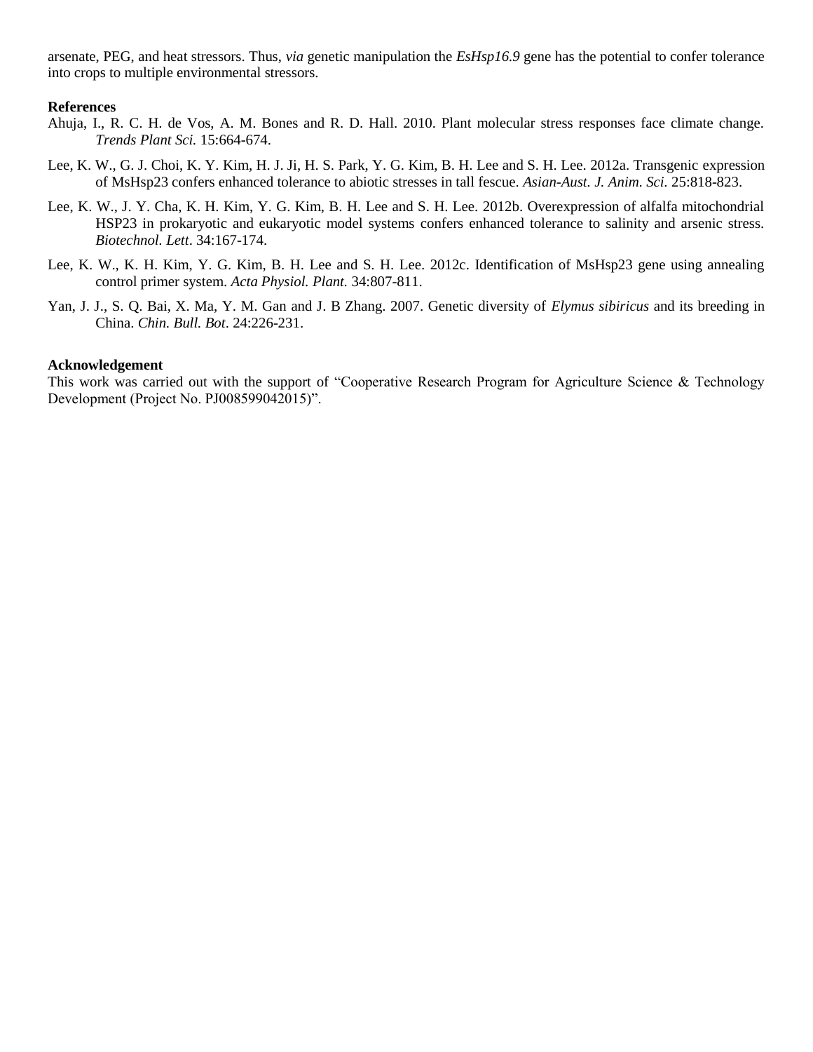arsenate, PEG, and heat stressors. Thus, *via* genetic manipulation the *EsHsp16.9* gene has the potential to confer tolerance into crops to multiple environmental stressors.

**References**

Ahuja, I., R. C. H. de Vos, A. M. Bones and R. D. Hall. 2010. Plant molecular stress responses face climate change. *Trends Plant Sci.* 15:664-674.

Lee, K. W., G. J. Choi, K. Y. Kim, H. J. Ji, H. S. Park, Y. G. Kim, B. H. Lee and S. H. Lee. 2012a. Transgenic expression of MsHsp23 confers enhanced tolerance to abiotic stresses in tall fescue. *Asian-Aust. J. Anim. Sci.* 25:818-823.

Lee, K. W., J. Y. Cha, K. H. Kim, Y. G. Kim, B. H. Lee and S. H. Lee. 2012b. Overexpression of alfalfa mitochondrial HSP23 in prokaryotic and eukaryotic model systems confers enhanced tolerance to salinity and arsenic stress. *Biotechnol. Lett*. 34:167-174.

Lee, K. W., K. H. Kim, Y. G. Kim, B. H. Lee and S. H. Lee. 2012c. Identification of MsHsp23 gene using annealing control primer system. *Acta Physiol. Plant.* 34:807-811.

Yan, J. J., S. Q. Bai, X. Ma, Y. M. Gan and J. B Zhang. 2007. Genetic diversity of *Elymus sibiricus* and its breeding in China. *Chin. Bull. Bot*. 24:226-231.

**Acknowledgement**

This work was carried out with the support of "Cooperative Research Program for Agriculture Science & Technology Development (Project No. PJ008599042015)".